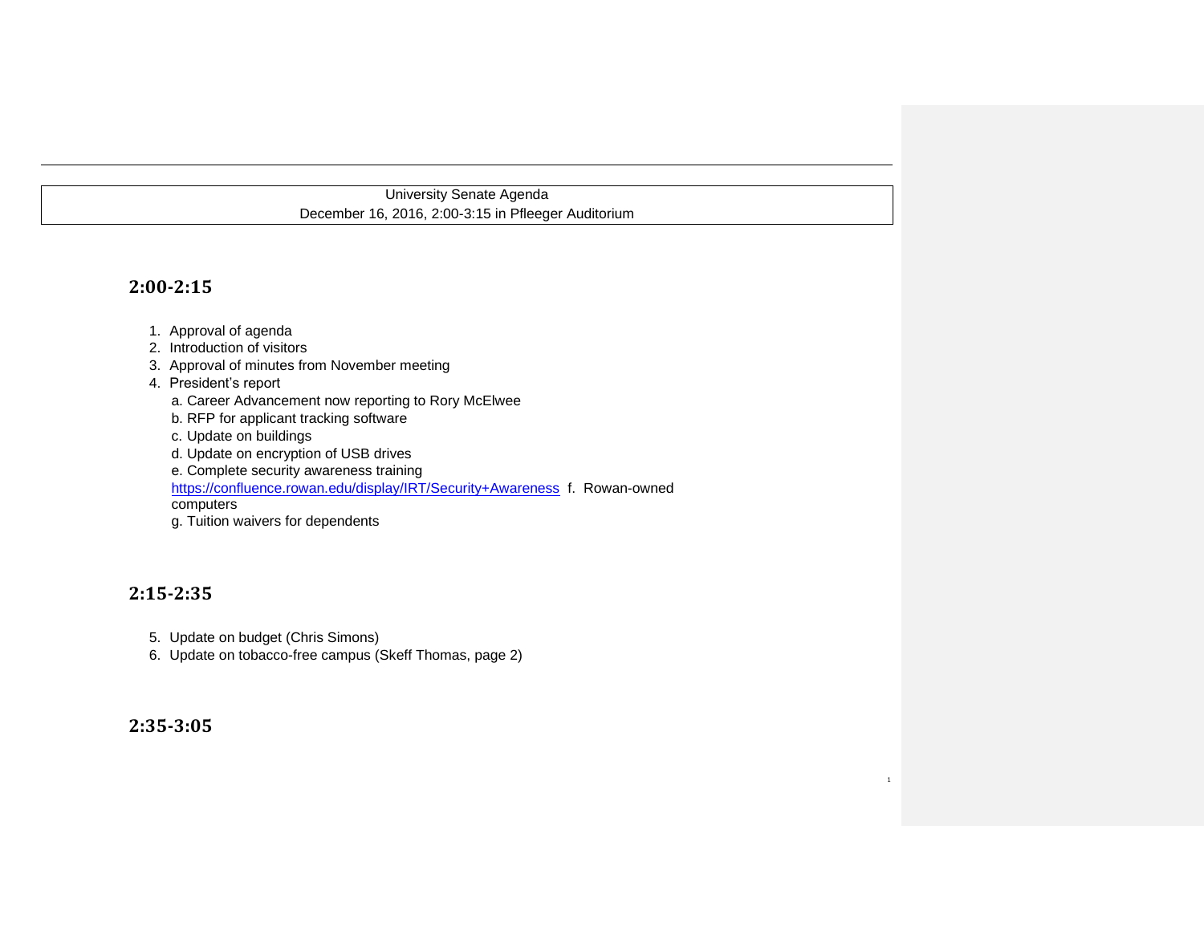University Senate Agenda
December 16, 2016, 2:00-3:15 in Pfleeger Auditorium

## 2:00-2:15

1. Approval of agenda
2. Introduction of visitors
3. Approval of minutes from November meeting
4. President's report
   a. Career Advancement now reporting to Rory McElwee
   b. RFP for applicant tracking software
   c. Update on buildings
   d. Update on encryption of USB drives
   e. Complete security awareness training https://confluence.rowan.edu/display/IRT/Security+Awareness
   f. Rowan-owned computers
   g. Tuition waivers for dependents

## 2:15-2:35

5. Update on budget (Chris Simons)
6. Update on tobacco-free campus (Skeff Thomas, page 2)

## 2:35-3:05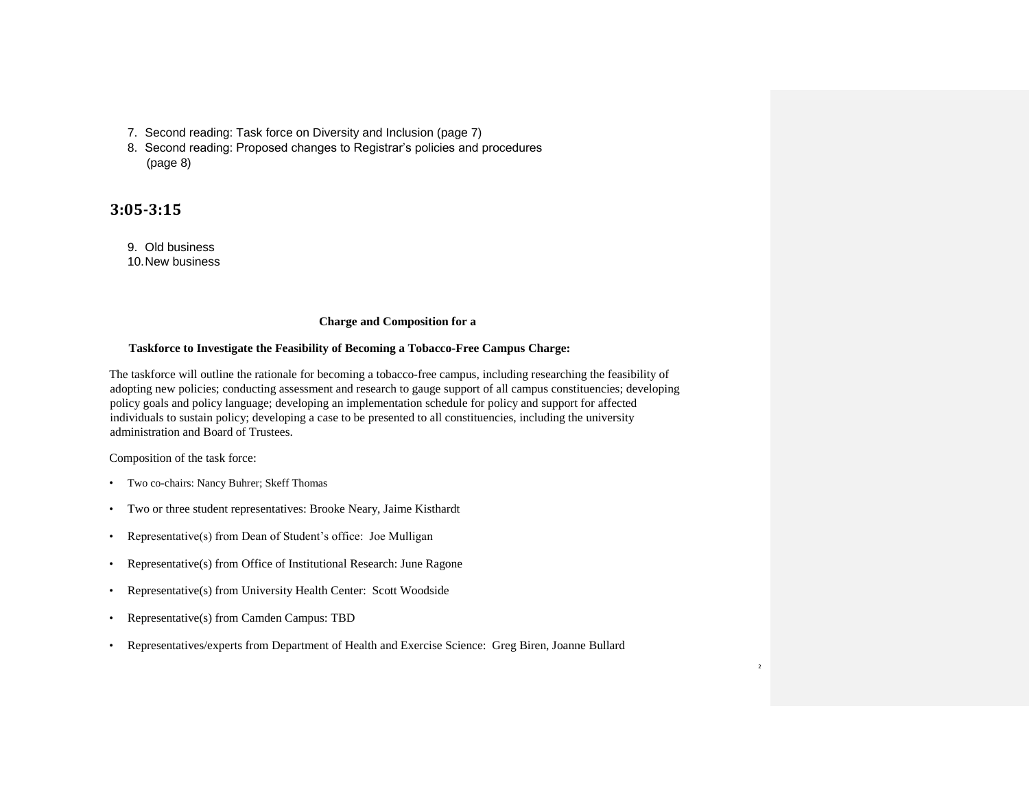7. Second reading: Task force on Diversity and Inclusion (page 7)
8. Second reading: Proposed changes to Registrar's policies and procedures (page 8)

## 3:05-3:15

9. Old business
10. New business

**Charge and Composition for a**

**Taskforce to Investigate the Feasibility of Becoming a Tobacco-Free Campus Charge:**

The taskforce will outline the rationale for becoming a tobacco-free campus, including researching the feasibility of adopting new policies; conducting assessment and research to gauge support of all campus constituencies; developing policy goals and policy language; developing an implementation schedule for policy and support for affected individuals to sustain policy; developing a case to be presented to all constituencies, including the university administration and Board of Trustees.

Composition of the task force:

- Two co-chairs: Nancy Buhrer; Skeff Thomas
- Two or three student representatives: Brooke Neary, Jaime Kisthardt
- Representative(s) from Dean of Student's office: Joe Mulligan
- Representative(s) from Office of Institutional Research: June Ragone
- Representative(s) from University Health Center: Scott Woodside
- Representative(s) from Camden Campus: TBD
- Representatives/experts from Department of Health and Exercise Science: Greg Biren, Joanne Bullard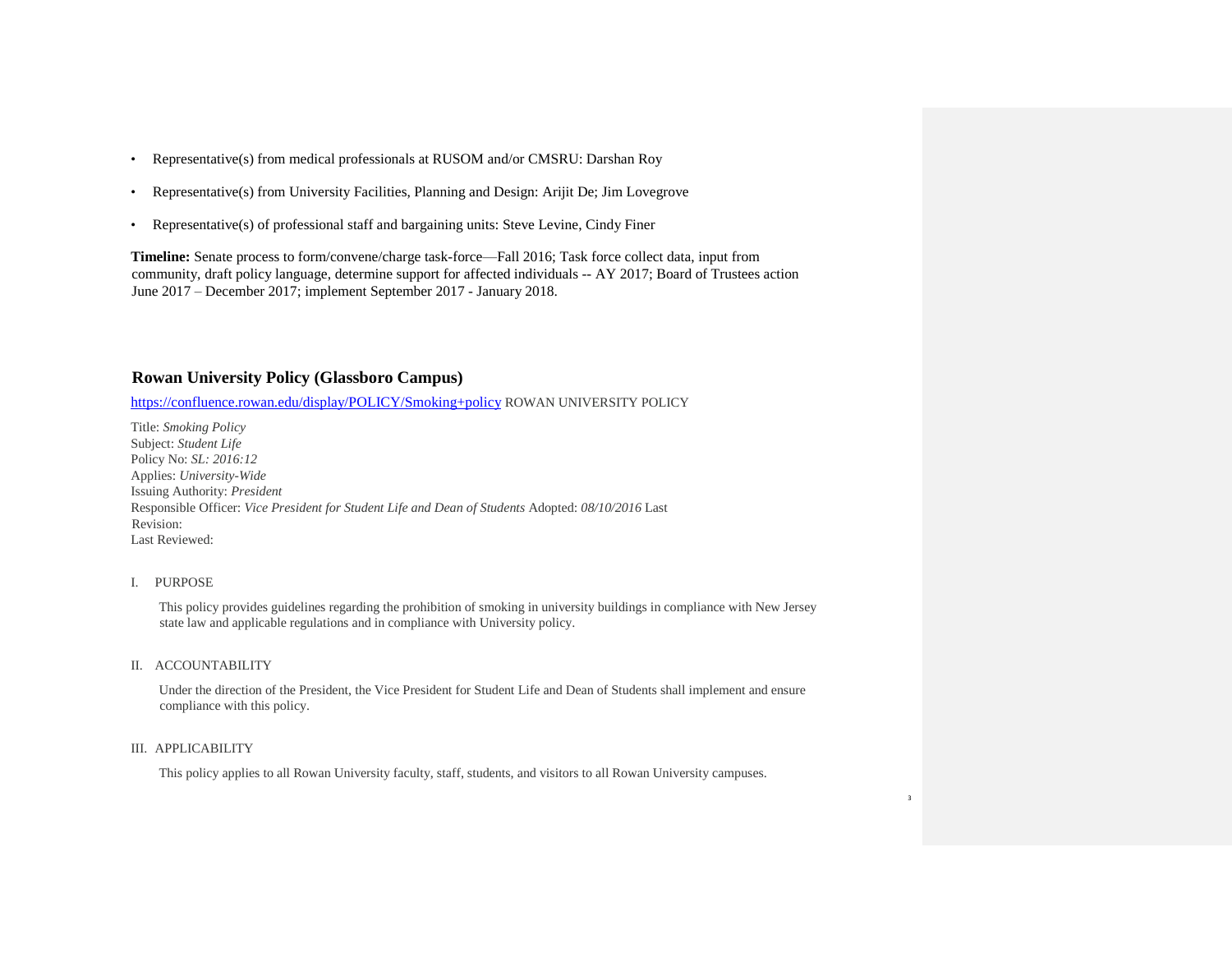- Representative(s) from medical professionals at RUSOM and/or CMSRU: Darshan Roy
- Representative(s) from University Facilities, Planning and Design: Arijit De; Jim Lovegrove
- Representative(s) of professional staff and bargaining units: Steve Levine, Cindy Finer

**Timeline:** Senate process to form/convene/charge task-force—Fall 2016; Task force collect data, input from community, draft policy language, determine support for affected individuals -- AY 2017; Board of Trustees action June 2017 – December 2017; implement September 2017 - January 2018.

## Rowan University Policy (Glassboro Campus)

https://confluence.rowan.edu/display/POLICY/Smoking+policy ROWAN UNIVERSITY POLICY

Title: *Smoking Policy*
Subject: *Student Life*
Policy No: *SL: 2016:12*
Applies: *University-Wide*
Issuing Authority: *President*
Responsible Officer: *Vice President for Student Life and Dean of Students* Adopted: *08/10/2016* Last Revision:
Last Reviewed:

I. PURPOSE

This policy provides guidelines regarding the prohibition of smoking in university buildings in compliance with New Jersey state law and applicable regulations and in compliance with University policy.

II. ACCOUNTABILITY

Under the direction of the President, the Vice President for Student Life and Dean of Students shall implement and ensure compliance with this policy.

III. APPLICABILITY

This policy applies to all Rowan University faculty, staff, students, and visitors to all Rowan University campuses.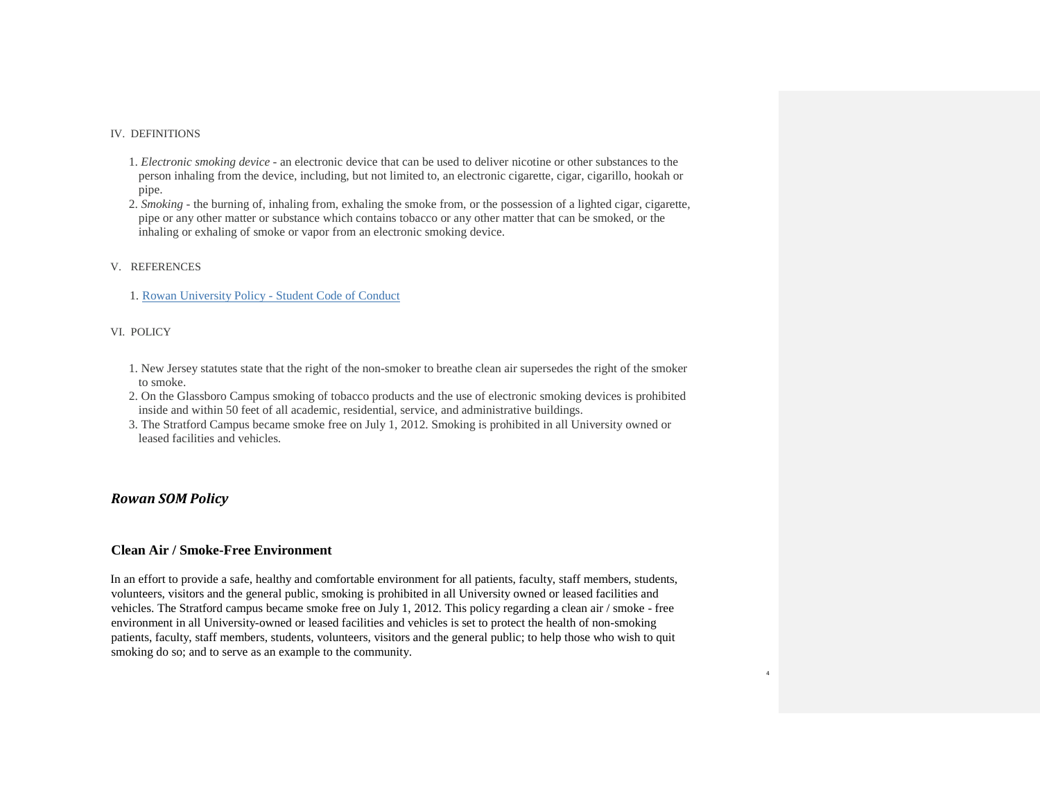IV. DEFINITIONS

1. *Electronic smoking device* - an electronic device that can be used to deliver nicotine or other substances to the person inhaling from the device, including, but not limited to, an electronic cigarette, cigar, cigarillo, hookah or pipe.
2. *Smoking* - the burning of, inhaling from, exhaling the smoke from, or the possession of a lighted cigar, cigarette, pipe or any other matter or substance which contains tobacco or any other matter that can be smoked, or the inhaling or exhaling of smoke or vapor from an electronic smoking device.

V. REFERENCES

1. Rowan University Policy - Student Code of Conduct

VI. POLICY

1. New Jersey statutes state that the right of the non-smoker to breathe clean air supersedes the right of the smoker to smoke.
2. On the Glassboro Campus smoking of tobacco products and the use of electronic smoking devices is prohibited inside and within 50 feet of all academic, residential, service, and administrative buildings.
3. The Stratford Campus became smoke free on July 1, 2012. Smoking is prohibited in all University owned or leased facilities and vehicles.

## *Rowan SOM Policy*

### Clean Air / Smoke-Free Environment

In an effort to provide a safe, healthy and comfortable environment for all patients, faculty, staff members, students, volunteers, visitors and the general public, smoking is prohibited in all University owned or leased facilities and vehicles. The Stratford campus became smoke free on July 1, 2012. This policy regarding a clean air / smoke - free environment in all University-owned or leased facilities and vehicles is set to protect the health of non-smoking patients, faculty, staff members, students, volunteers, visitors and the general public; to help those who wish to quit smoking do so; and to serve as an example to the community.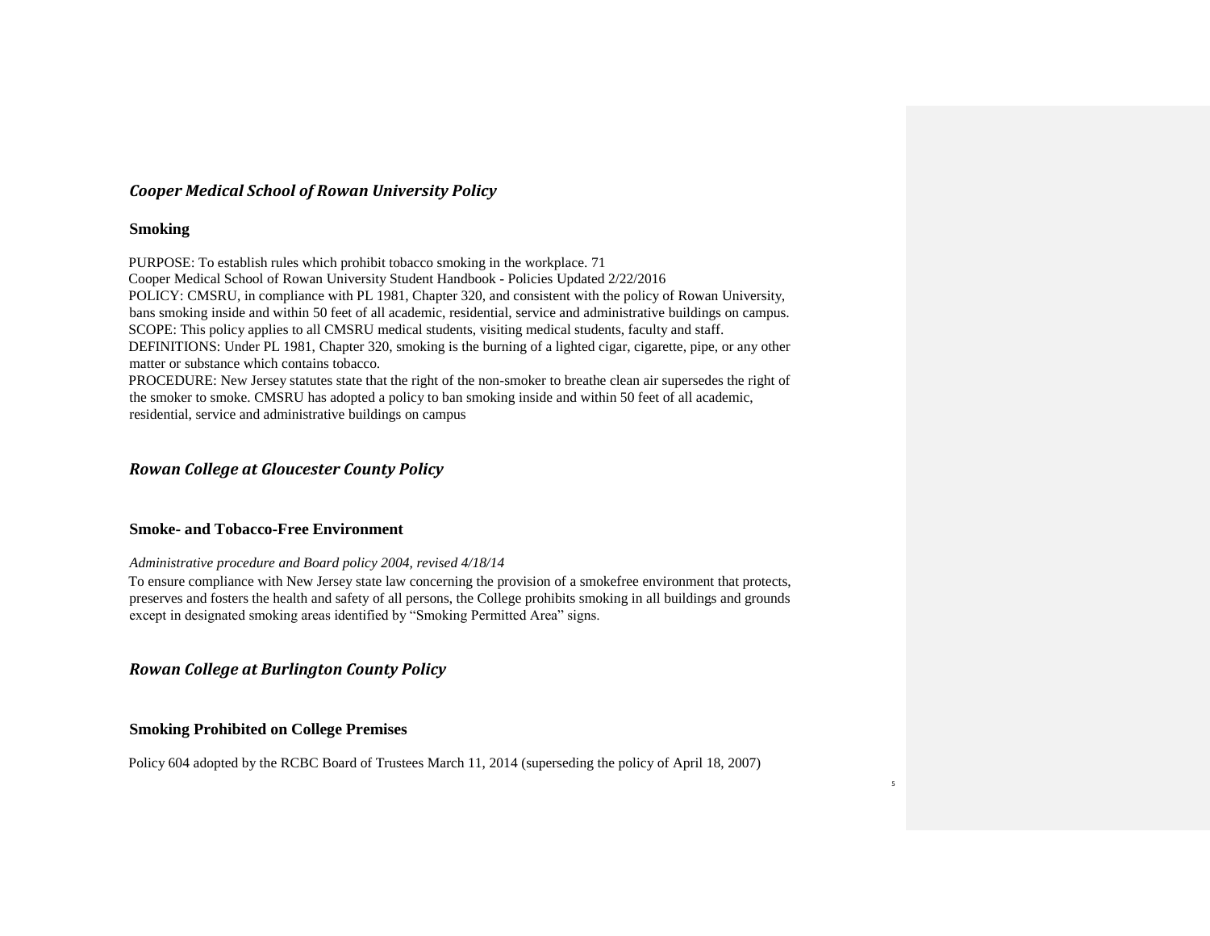## *Cooper Medical School of Rowan University Policy*

### Smoking

PURPOSE: To establish rules which prohibit tobacco smoking in the workplace. 71
Cooper Medical School of Rowan University Student Handbook - Policies Updated 2/22/2016
POLICY: CMSRU, in compliance with PL 1981, Chapter 320, and consistent with the policy of Rowan University, bans smoking inside and within 50 feet of all academic, residential, service and administrative buildings on campus.
SCOPE: This policy applies to all CMSRU medical students, visiting medical students, faculty and staff.
DEFINITIONS: Under PL 1981, Chapter 320, smoking is the burning of a lighted cigar, cigarette, pipe, or any other matter or substance which contains tobacco.
PROCEDURE: New Jersey statutes state that the right of the non-smoker to breathe clean air supersedes the right of the smoker to smoke. CMSRU has adopted a policy to ban smoking inside and within 50 feet of all academic, residential, service and administrative buildings on campus

## *Rowan College at Gloucester County Policy*

### Smoke- and Tobacco-Free Environment

*Administrative procedure and Board policy 2004, revised 4/18/14*

To ensure compliance with New Jersey state law concerning the provision of a smokefree environment that protects, preserves and fosters the health and safety of all persons, the College prohibits smoking in all buildings and grounds except in designated smoking areas identified by "Smoking Permitted Area" signs.

## *Rowan College at Burlington County Policy*

### Smoking Prohibited on College Premises

Policy 604 adopted by the RCBC Board of Trustees March 11, 2014 (superseding the policy of April 18, 2007)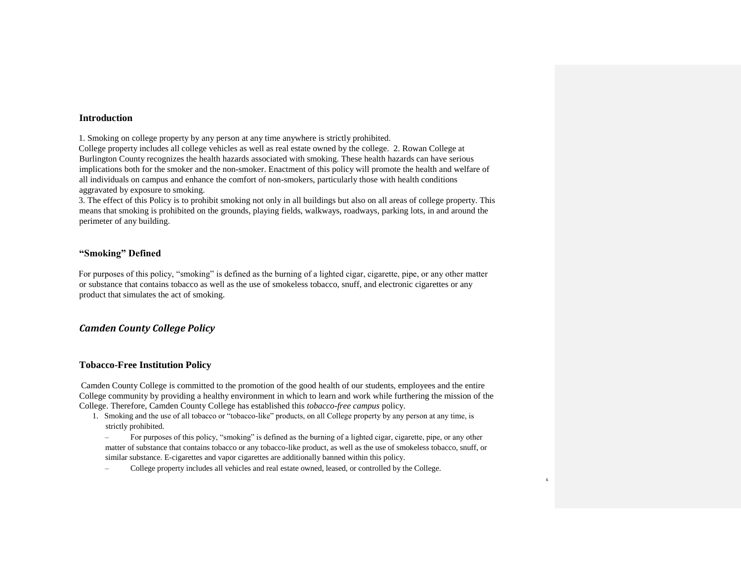## Introduction

1. Smoking on college property by any person at any time anywhere is strictly prohibited.
College property includes all college vehicles as well as real estate owned by the college. 2. Rowan College at Burlington County recognizes the health hazards associated with smoking. These health hazards can have serious implications both for the smoker and the non-smoker. Enactment of this policy will promote the health and welfare of all individuals on campus and enhance the comfort of non-smokers, particularly those with health conditions aggravated by exposure to smoking.
3. The effect of this Policy is to prohibit smoking not only in all buildings but also on all areas of college property. This means that smoking is prohibited on the grounds, playing fields, walkways, roadways, parking lots, in and around the perimeter of any building.

## "Smoking" Defined

For purposes of this policy, "smoking" is defined as the burning of a lighted cigar, cigarette, pipe, or any other matter or substance that contains tobacco as well as the use of smokeless tobacco, snuff, and electronic cigarettes or any product that simulates the act of smoking.

## *Camden County College Policy*

## Tobacco-Free Institution Policy

Camden County College is committed to the promotion of the good health of our students, employees and the entire College community by providing a healthy environment in which to learn and work while furthering the mission of the College. Therefore, Camden County College has established this *tobacco-free campus* policy.

1. Smoking and the use of all tobacco or "tobacco-like" products, on all College property by any person at any time, is strictly prohibited.
   - For purposes of this policy, "smoking" is defined as the burning of a lighted cigar, cigarette, pipe, or any other matter of substance that contains tobacco or any tobacco-like product, as well as the use of smokeless tobacco, snuff, or similar substance. E-cigarettes and vapor cigarettes are additionally banned within this policy.
   - College property includes all vehicles and real estate owned, leased, or controlled by the College.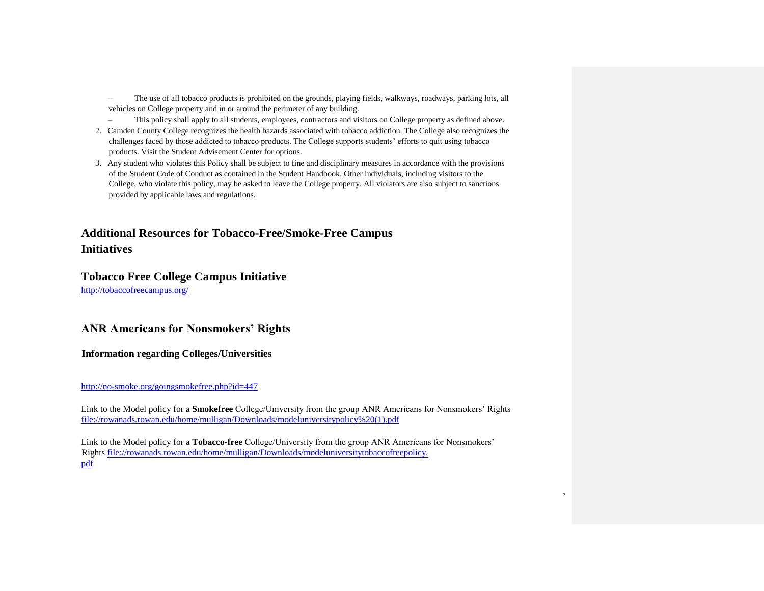- The use of all tobacco products is prohibited on the grounds, playing fields, walkways, roadways, parking lots, all vehicles on College property and in or around the perimeter of any building.
- This policy shall apply to all students, employees, contractors and visitors on College property as defined above.

2. Camden County College recognizes the health hazards associated with tobacco addiction. The College also recognizes the challenges faced by those addicted to tobacco products. The College supports students' efforts to quit using tobacco products. Visit the Student Advisement Center for options.
3. Any student who violates this Policy shall be subject to fine and disciplinary measures in accordance with the provisions of the Student Code of Conduct as contained in the Student Handbook. Other individuals, including visitors to the College, who violate this policy, may be asked to leave the College property. All violators are also subject to sanctions provided by applicable laws and regulations.

## Additional Resources for Tobacco-Free/Smoke-Free Campus Initiatives

## Tobacco Free College Campus Initiative

http://tobaccofreecampus.org/

## ANR Americans for Nonsmokers' Rights

### Information regarding Colleges/Universities

http://no-smoke.org/goingsmokefree.php?id=447

Link to the Model policy for a **Smokefree** College/University from the group ANR Americans for Nonsmokers' Rights file://rowanads.rowan.edu/home/mulligan/Downloads/modeluniversitypolicy%20(1).pdf

Link to the Model policy for a **Tobacco-free** College/University from the group ANR Americans for Nonsmokers' Rights file://rowanads.rowan.edu/home/mulligan/Downloads/modeluniversitytobaccofreepolicy.pdf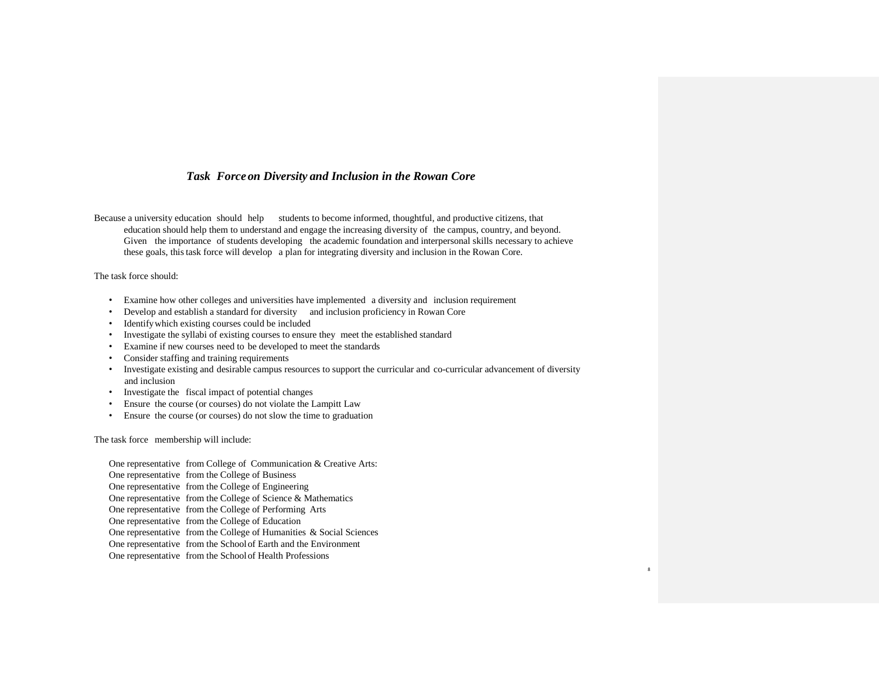## *Task Force on Diversity and Inclusion in the Rowan Core*

Because a university education should help students to become informed, thoughtful, and productive citizens, that education should help them to understand and engage the increasing diversity of the campus, country, and beyond. Given the importance of students developing the academic foundation and interpersonal skills necessary to achieve these goals, this task force will develop a plan for integrating diversity and inclusion in the Rowan Core.

The task force should:

- Examine how other colleges and universities have implemented a diversity and inclusion requirement
- Develop and establish a standard for diversity and inclusion proficiency in Rowan Core
- Identify which existing courses could be included
- Investigate the syllabi of existing courses to ensure they meet the established standard
- Examine if new courses need to be developed to meet the standards
- Consider staffing and training requirements
- Investigate existing and desirable campus resources to support the curricular and co-curricular advancement of diversity and inclusion
- Investigate the fiscal impact of potential changes
- Ensure the course (or courses) do not violate the Lampitt Law
- Ensure the course (or courses) do not slow the time to graduation

The task force membership will include:

One representative from College of Communication & Creative Arts:
One representative from the College of Business
One representative from the College of Engineering
One representative from the College of Science & Mathematics
One representative from the College of Performing Arts
One representative from the College of Education
One representative from the College of Humanities & Social Sciences
One representative from the School of Earth and the Environment
One representative from the School of Health Professions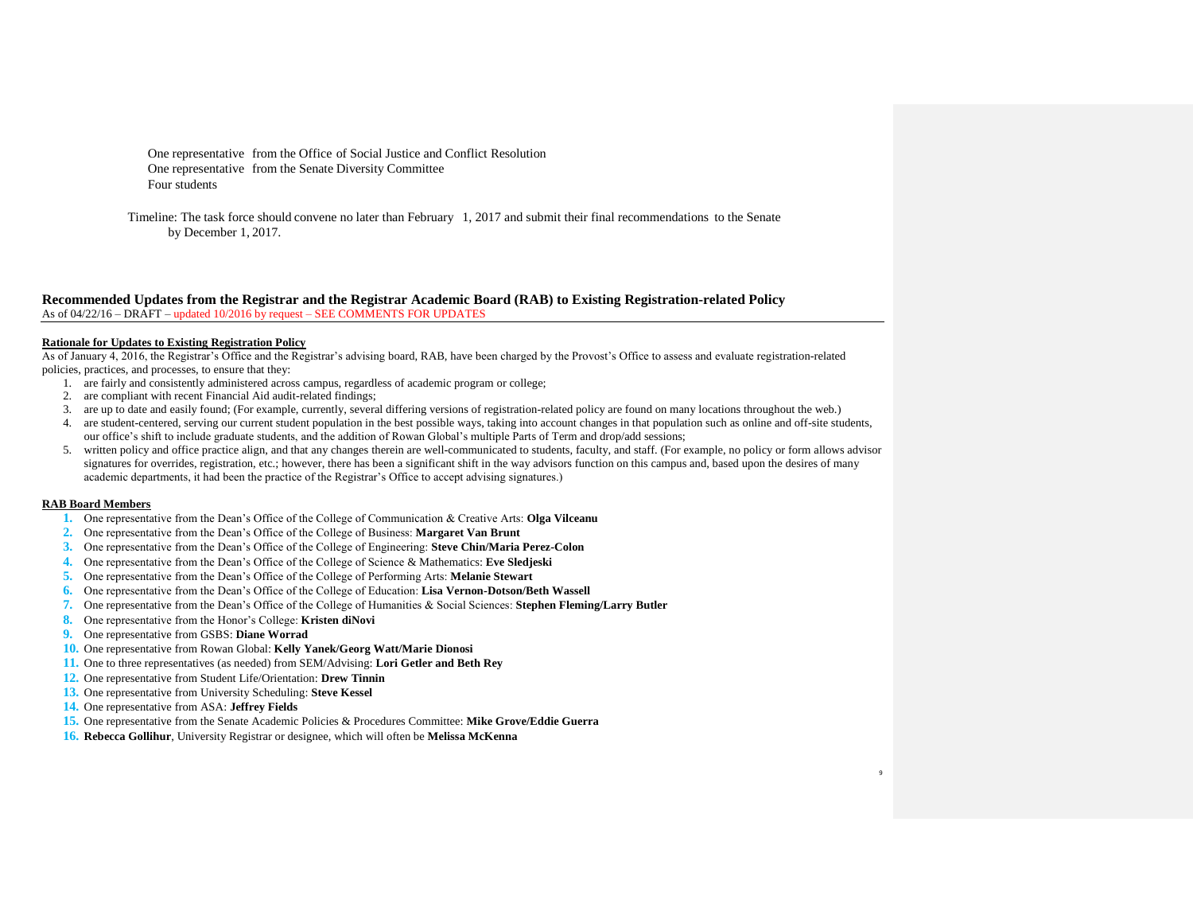One representative from the Office of Social Justice and Conflict Resolution
One representative from the Senate Diversity Committee
Four students

Timeline: The task force should convene no later than February 1, 2017 and submit their final recommendations to the Senate by December 1, 2017.

## Recommended Updates from the Registrar and the Registrar Academic Board (RAB) to Existing Registration-related Policy

As of 04/22/16 – DRAFT – updated 10/2016 by request – SEE COMMENTS FOR UPDATES

**Rationale for Updates to Existing Registration Policy**

As of January 4, 2016, the Registrar's Office and the Registrar's advising board, RAB, have been charged by the Provost's Office to assess and evaluate registration-related policies, practices, and processes, to ensure that they:

1. are fairly and consistently administered across campus, regardless of academic program or college;
2. are compliant with recent Financial Aid audit-related findings;
3. are up to date and easily found; (For example, currently, several differing versions of registration-related policy are found on many locations throughout the web.)
4. are student-centered, serving our current student population in the best possible ways, taking into account changes in that population such as online and off-site students, our office's shift to include graduate students, and the addition of Rowan Global's multiple Parts of Term and drop/add sessions;
5. written policy and office practice align, and that any changes therein are well-communicated to students, faculty, and staff. (For example, no policy or form allows advisor signatures for overrides, registration, etc.; however, there has been a significant shift in the way advisors function on this campus and, based upon the desires of many academic departments, it had been the practice of the Registrar's Office to accept advising signatures.)

**RAB Board Members**

1. One representative from the Dean's Office of the College of Communication & Creative Arts: **Olga Vilceanu**
2. One representative from the Dean's Office of the College of Business: **Margaret Van Brunt**
3. One representative from the Dean's Office of the College of Engineering: **Steve Chin/Maria Perez-Colon**
4. One representative from the Dean's Office of the College of Science & Mathematics: **Eve Sledjeski**
5. One representative from the Dean's Office of the College of Performing Arts: **Melanie Stewart**
6. One representative from the Dean's Office of the College of Education: **Lisa Vernon-Dotson/Beth Wassell**
7. One representative from the Dean's Office of the College of Humanities & Social Sciences: **Stephen Fleming/Larry Butler**
8. One representative from the Honor's College: **Kristen diNovi**
9. One representative from GSBS: **Diane Worrad**
10. One representative from Rowan Global: **Kelly Yanek/Georg Watt/Marie Dionosi**
11. One to three representatives (as needed) from SEM/Advising: **Lori Getler and Beth Rey**
12. One representative from Student Life/Orientation: **Drew Tinnin**
13. One representative from University Scheduling: **Steve Kessel**
14. One representative from ASA: **Jeffrey Fields**
15. One representative from the Senate Academic Policies & Procedures Committee: **Mike Grove/Eddie Guerra**
16. **Rebecca Gollihur**, University Registrar or designee, which will often be **Melissa McKenna**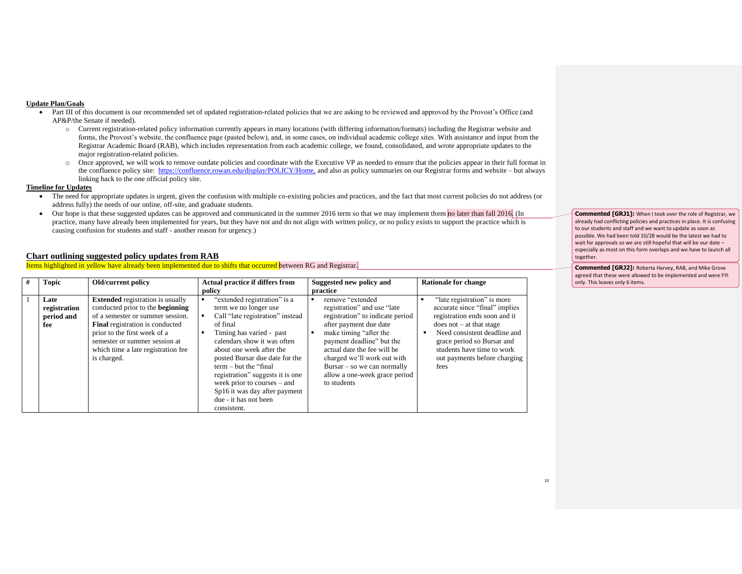**Update Plan/Goals**

- Part III of this document is our recommended set of updated registration-related policies that we are asking to be reviewed and approved by the Provost's Office (and AP&P/the Senate if needed).
  - Current registration-related policy information currently appears in many locations (with differing information/formats) including the Registrar website and forms, the Provost's website, the confluence page (pasted below), and, in some cases, on individual academic college sites. With assistance and input from the Registrar Academic Board (RAB), which includes representation from each academic college, we found, consolidated, and wrote appropriate updates to the major registration-related policies.
  - Once approved, we will work to remove outdate policies and coordinate with the Executive VP as needed to ensure that the policies appear in their full format in the confluence policy site: https://confluence.rowan.edu/display/POLICY/Home, and also as policy summaries on our Registrar forms and website – but always linking back to the one official policy site.

**Timeline for Updates**

- The need for appropriate updates is urgent, given the confusion with multiple co-existing policies and practices, and the fact that most current policies do not address (or address fully) the needs of our online, off-site, and graduate students.
- Our hope is that these suggested updates can be approved and communicated in the summer 2016 term so that we may implement them no later than fall 2016. (In practice, many have already been implemented for years, but they have not and do not align with written policy, or no policy exists to support the practice which is causing confusion for students and staff - another reason for urgency.)

**Commented [GRJ1]:** When I took over the role of Registrar, we already had conflicting policies and practices in place. It is confusing to our students and staff and we want to update as soon as possible. We had been told 10/28 would be the latest we had to wait for approvals so we are still hopeful that will be our date – especially as most on this form overlaps and we have to launch all together.

## Chart outlining suggested policy updates from RAB

Items highlighted in yellow have already been implemented due to shifts that occurred between RG and Registrar.

**Commented [GRJ2]:** Roberta Harvey, RAB, and Mike Grove agreed that these were allowed to be implemented and were FYI only. This leaves only 6 items.

| # | Topic | Old/current policy | Actual practice if differs from policy | Suggested new policy and practice | Rationale for change |
|---|---|---|---|---|---|
| 1 | **Late registration period and fee** | **Extended** registration is usually conducted prior to the **beginning** of a semester or summer session. **Final** registration is conducted prior to the first week of a semester or summer session at which time a late registration fee is charged. | ▪ "extended registration" is a term we no longer use<br>▪ Call "late registration" instead of final<br>▪ Timing has varied - past calendars show it was often about one week after the posted Bursar due date for the term – but the "final registration" suggests it is one week prior to courses – and Sp16 it was day after payment due - it has not been consistent. | ▪ remove "extended registration" and use "late registration" to indicate period after payment due date<br>▪ make timing "after the payment deadline" but the actual date the fee will be charged we'll work out with Bursar – so we can normally allow a one-week grace period to students | ▪ "late registration" is more accurate since "final" implies registration ends soon and it does not – at that stage<br>▪ Need consistent deadline and grace period so Bursar and students have time to work out payments before charging fees |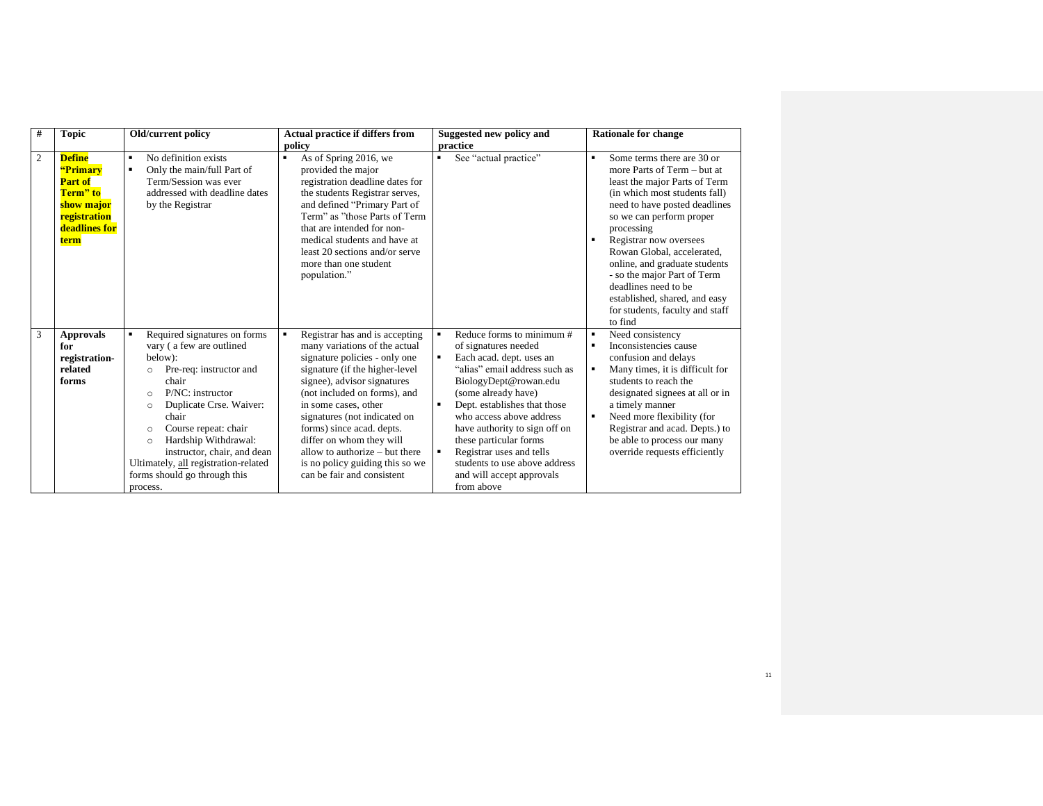| # | Topic | Old/current policy | Actual practice if differs from policy | Suggested new policy and practice | Rationale for change |
|---|---|---|---|---|---|
| 2 | **Define "Primary Part of Term" to show major registration deadlines for term** | ▪ No definition exists<br>▪ Only the main/full Part of Term/Session was ever addressed with deadline dates by the Registrar | ▪ As of Spring 2016, we provided the major registration deadline dates for the students Registrar serves, and defined "Primary Part of Term" as "those Parts of Term that are intended for non-medical students and have at least 20 sections and/or serve more than one student population." | ▪ See "actual practice" | ▪ Some terms there are 30 or more Parts of Term – but at least the major Parts of Term (in which most students fall) need to have posted deadlines so we can perform proper processing<br>▪ Registrar now oversees Rowan Global, accelerated, online, and graduate students - so the major Part of Term deadlines need to be established, shared, and easy for students, faculty and staff to find |
| 3 | **Approvals for registration-related forms** | ▪ Required signatures on forms vary ( a few are outlined below):<br>○ Pre-req: instructor and chair<br>○ P/NC: instructor<br>○ Duplicate Crse. Waiver: chair<br>○ Course repeat: chair<br>○ Hardship Withdrawal: instructor, chair, and dean<br>Ultimately, all registration-related forms should go through this process. | ▪ Registrar has and is accepting many variations of the actual signature policies - only one signature (if the higher-level signee), advisor signatures (not included on forms), and in some cases, other signatures (not indicated on forms) since acad. depts. differ on whom they will allow to authorize – but there is no policy guiding this so we can be fair and consistent | ▪ Reduce forms to minimum # of signatures needed<br>▪ Each acad. dept. uses an "alias" email address such as BiologyDept@rowan.edu (some already have)<br>▪ Dept. establishes that those who access above address have authority to sign off on these particular forms<br>▪ Registrar uses and tells students to use above address and will accept approvals from above | ▪ Need consistency<br>▪ Inconsistencies cause confusion and delays<br>▪ Many times, it is difficult for students to reach the designated signees at all or in a timely manner<br>▪ Need more flexibility (for Registrar and acad. Depts.) to be able to process our many override requests efficiently |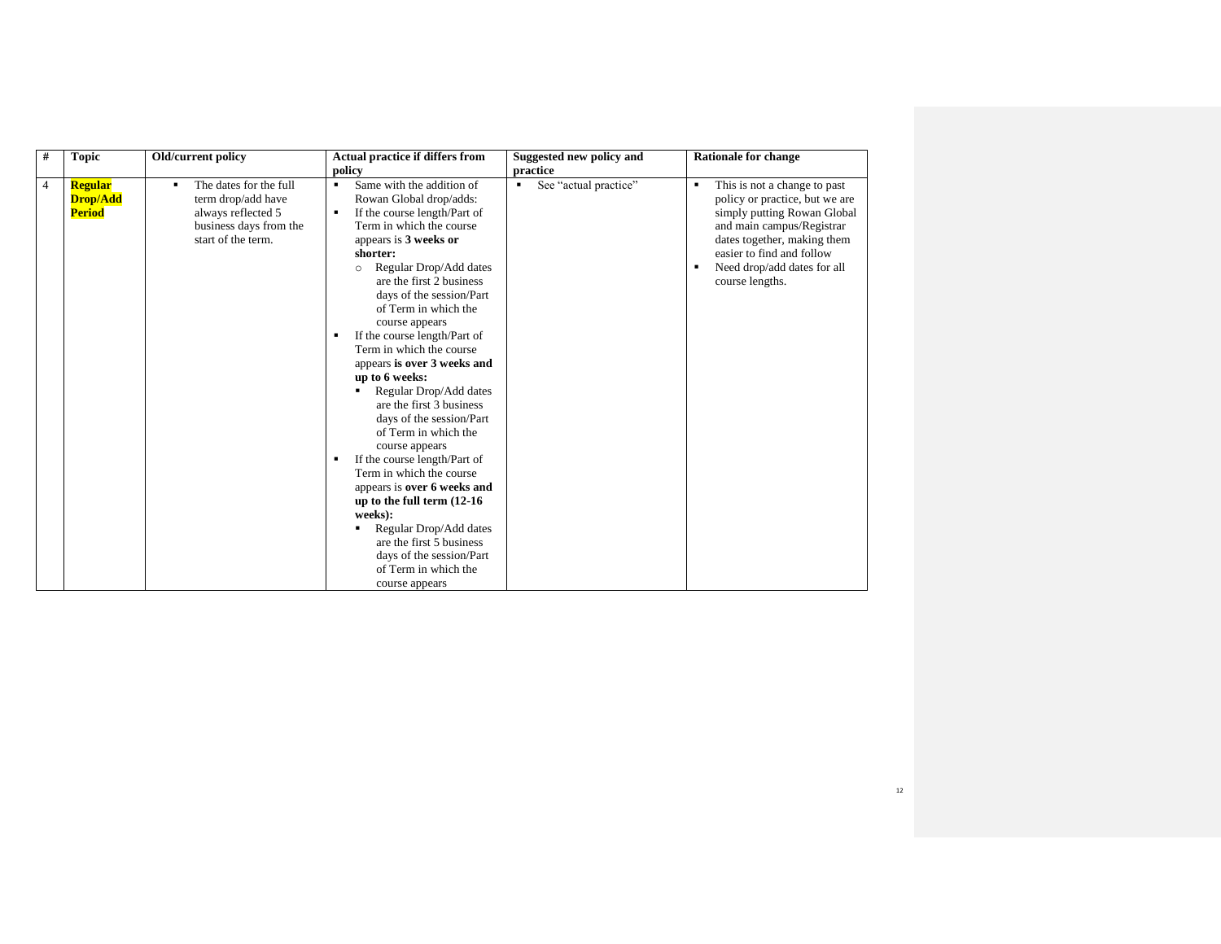| # | Topic | Old/current policy | Actual practice if differs from policy | Suggested new policy and practice | Rationale for change |
|---|---|---|---|---|---|
| 4 | **Regular Drop/Add Period** | ▪ The dates for the full term drop/add have always reflected 5 business days from the start of the term. | ▪ Same with the addition of Rowan Global drop/adds:<br>▪ If the course length/Part of Term in which the course appears is **3 weeks or shorter:**<br>&nbsp;&nbsp;○ Regular Drop/Add dates are the first 2 business days of the session/Part of Term in which the course appears<br>▪ If the course length/Part of Term in which the course appears **is over 3 weeks and up to 6 weeks:**<br>&nbsp;&nbsp;▪ Regular Drop/Add dates are the first 3 business days of the session/Part of Term in which the course appears<br>▪ If the course length/Part of Term in which the course appears is **over 6 weeks and up to the full term (12-16 weeks):**<br>&nbsp;&nbsp;▪ Regular Drop/Add dates are the first 5 business days of the session/Part of Term in which the course appears | ▪ See "actual practice" | ▪ This is not a change to past policy or practice, but we are simply putting Rowan Global and main campus/Registrar dates together, making them easier to find and follow<br>▪ Need drop/add dates for all course lengths. |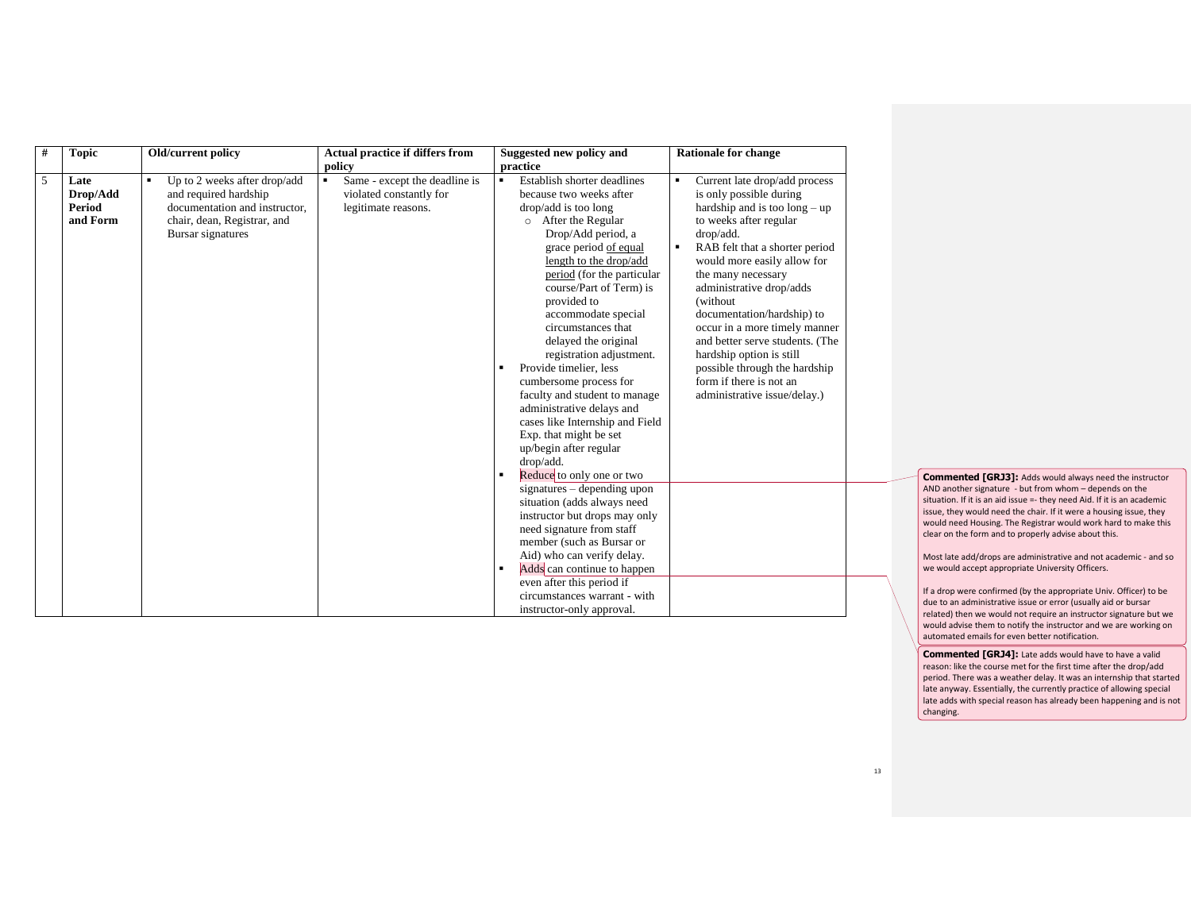| # | Topic | Old/current policy | Actual practice if differs from policy | Suggested new policy and practice | Rationale for change |
|---|---|---|---|---|---|
| 5 | **Late Drop/Add Period and Form** | ▪ Up to 2 weeks after drop/add and required hardship documentation and instructor, chair, dean, Registrar, and Bursar signatures | ▪ Same - except the deadline is violated constantly for legitimate reasons. | ▪ Establish shorter deadlines because two weeks after drop/add is too long<br>○ After the Regular Drop/Add period, a grace period of equal length to the drop/add period (for the particular course/Part of Term) is provided to accommodate special circumstances that delayed the original registration adjustment.<br>▪ Provide timelier, less cumbersome process for faculty and student to manage administrative delays and cases like Internship and Field Exp. that might be set up/begin after regular drop/add.<br>▪ Reduce to only one or two signatures – depending upon situation (adds always need instructor but drops may only need signature from staff member (such as Bursar or Aid) who can verify delay.<br>▪ Adds can continue to happen even after this period if circumstances warrant - with instructor-only approval. | ▪ Current late drop/add process is only possible during hardship and is too long – up to weeks after regular drop/add.<br>▪ RAB felt that a shorter period would more easily allow for the many necessary administrative drop/adds (without documentation/hardship) to occur in a more timely manner and better serve students. (The hardship option is still possible through the hardship form if there is not an administrative issue/delay.) |

**Commented [GRJ3]:** Adds would always need the instructor AND another signature - but from whom – depends on the situation. If it is an aid issue =- they need Aid. If it is an academic issue, they would need the chair. If it were a housing issue, they would need Housing. The Registrar would work hard to make this clear on the form and to properly advise about this.

Most late add/drops are administrative and not academic - and so we would accept appropriate University Officers.

If a drop were confirmed (by the appropriate Univ. Officer) to be due to an administrative issue or error (usually aid or bursar related) then we would not require an instructor signature but we would advise them to notify the instructor and we are working on automated emails for even better notification.

**Commented [GRJ4]:** Late adds would have to have a valid reason: like the course met for the first time after the drop/add period. There was a weather delay. It was an internship that started late anyway. Essentially, the currently practice of allowing special late adds with special reason has already been happening and is not changing.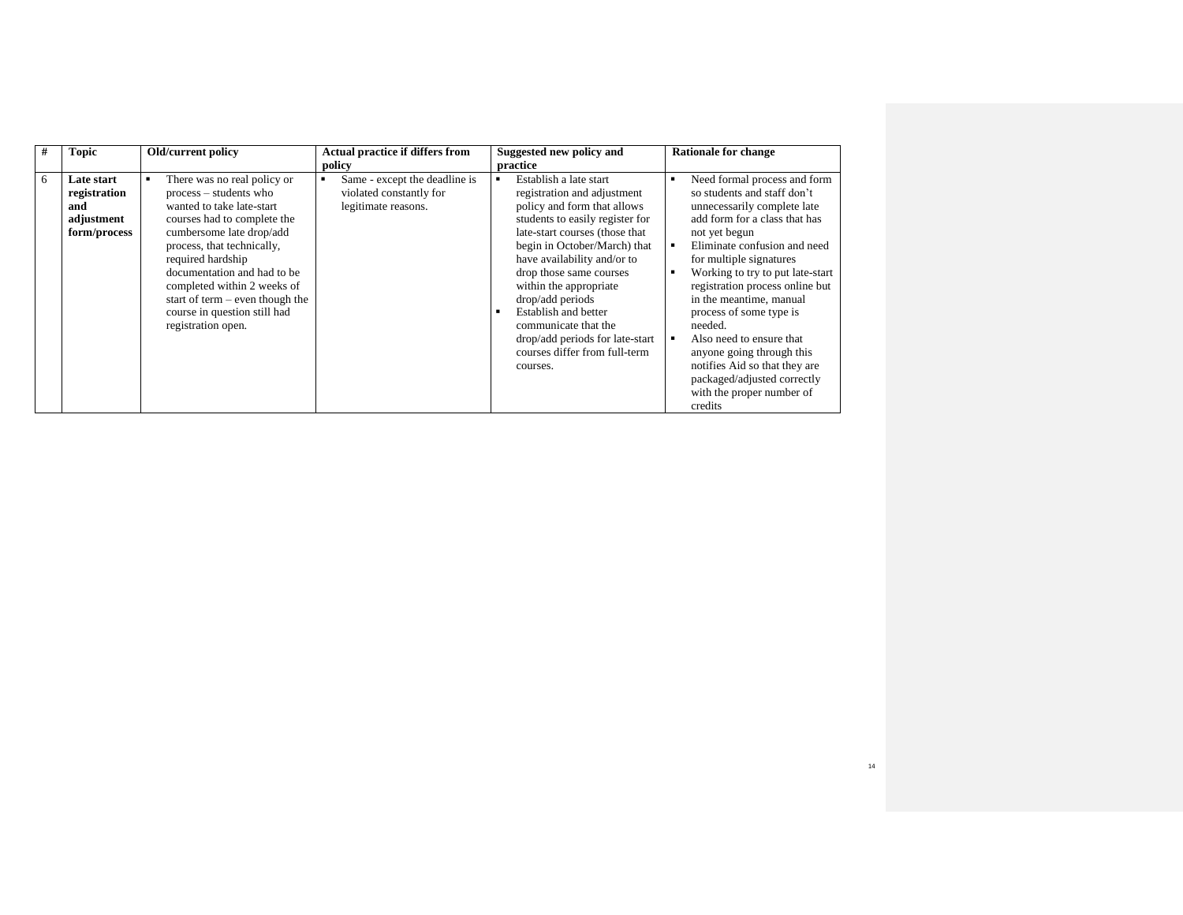| # | Topic | Old/current policy | Actual practice if differs from policy | Suggested new policy and practice | Rationale for change |
|---|---|---|---|---|---|
| 6 | **Late start registration and adjustment form/process** | ▪ There was no real policy or process – students who wanted to take late-start courses had to complete the cumbersome late drop/add process, that technically, required hardship documentation and had to be completed within 2 weeks of start of term – even though the course in question still had registration open. | ▪ Same - except the deadline is violated constantly for legitimate reasons. | ▪ Establish a late start registration and adjustment policy and form that allows students to easily register for late-start courses (those that begin in October/March) that have availability and/or to drop those same courses within the appropriate drop/add periods<br>▪ Establish and better communicate that the drop/add periods for late-start courses differ from full-term courses. | ▪ Need formal process and form so students and staff don't unnecessarily complete late add form for a class that has not yet begun<br>▪ Eliminate confusion and need for multiple signatures<br>▪ Working to try to put late-start registration process online but in the meantime, manual process of some type is needed.<br>▪ Also need to ensure that anyone going through this notifies Aid so that they are packaged/adjusted correctly with the proper number of credits |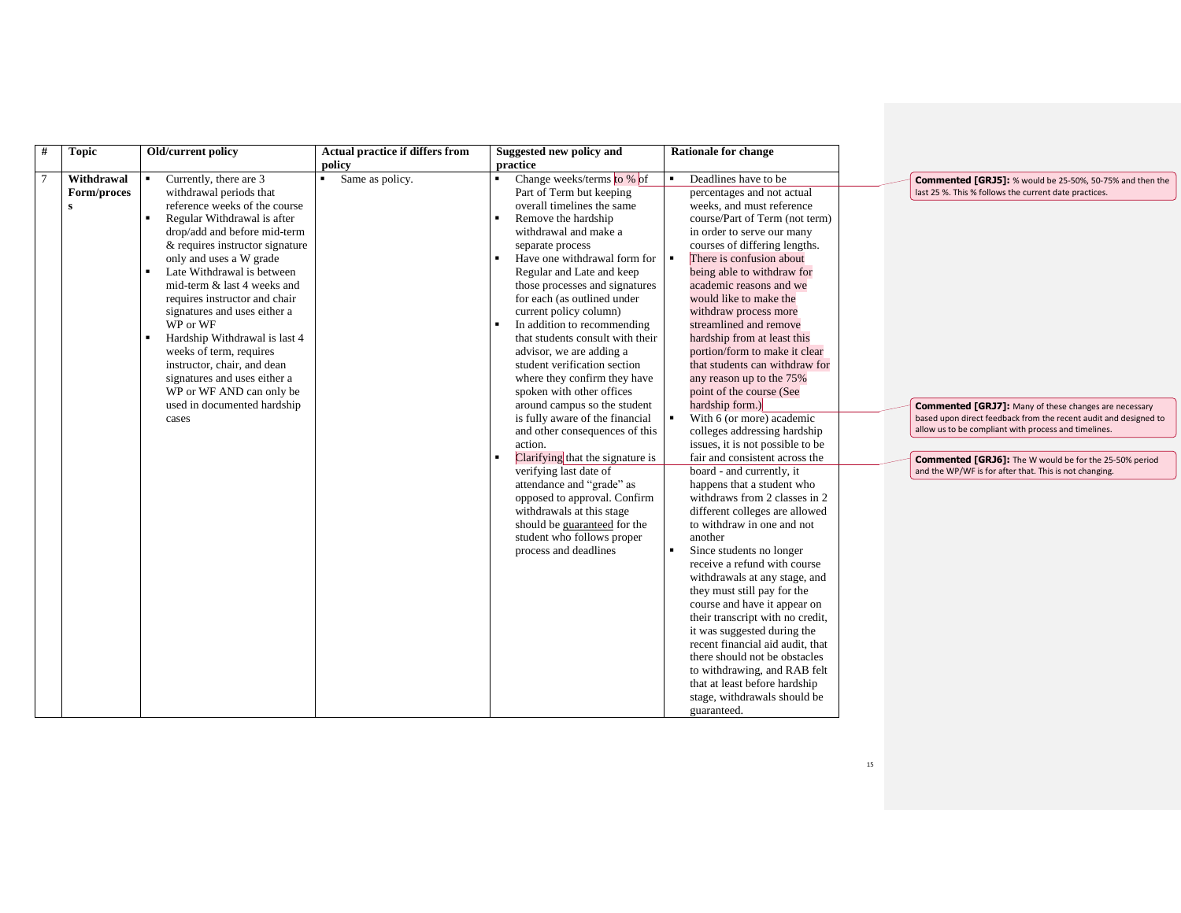| # | Topic | Old/current policy | Actual practice if differs from policy | Suggested new policy and practice | Rationale for change |
|---|---|---|---|---|---|
| 7 | **Withdrawal Form/process** | ▪ Currently, there are 3 withdrawal periods that reference weeks of the course<br>▪ Regular Withdrawal is after drop/add and before mid-term & requires instructor signature only and uses a W grade<br>▪ Late Withdrawal is between mid-term & last 4 weeks and requires instructor and chair signatures and uses either a WP or WF<br>▪ Hardship Withdrawal is last 4 weeks of term, requires instructor, chair, and dean signatures and uses either a WP or WF AND can only be used in documented hardship cases | ▪ Same as policy. | ▪ Change weeks/terms to % of Part of Term but keeping overall timelines the same<br>▪ Remove the hardship withdrawal and make a separate process<br>▪ Have one withdrawal form for Regular and Late and keep those processes and signatures for each (as outlined under current policy column)<br>▪ In addition to recommending that students consult with their advisor, we are adding a student verification section where they confirm they have spoken with other offices around campus so the student is fully aware of the financial and other consequences of this action.<br>▪ Clarifying that the signature is verifying last date of attendance and "grade" as opposed to approval. Confirm withdrawals at this stage should be guaranteed for the student who follows proper process and deadlines | ▪ Deadlines have to be percentages and not actual weeks, and must reference course/Part of Term (not term) in order to serve our many courses of differing lengths.<br>▪ There is confusion about being able to withdraw for academic reasons and we would like to make the withdraw process more streamlined and remove hardship from at least this portion/form to make it clear that students can withdraw for any reason up to the 75% point of the course (See hardship form.)<br>▪ With 6 (or more) academic colleges addressing hardship issues, it is not possible to be fair and consistent across the board - and currently, it happens that a student who withdraws from 2 classes in 2 different colleges are allowed to withdraw in one and not another<br>▪ Since students no longer receive a refund with course withdrawals at any stage, and they must still pay for the course and have it appear on their transcript with no credit, it was suggested during the recent financial aid audit, that there should not be obstacles to withdrawing, and RAB felt that at least before hardship stage, withdrawals should be guaranteed. |

**Commented [GRJ5]:** % would be 25-50%, 50-75% and then the last 25 %. This % follows the current date practices.

**Commented [GRJ7]:** Many of these changes are necessary based upon direct feedback from the recent audit and designed to allow us to be compliant with process and timelines.

**Commented [GRJ6]:** The W would be for the 25-50% period and the WP/WF is for after that. This is not changing.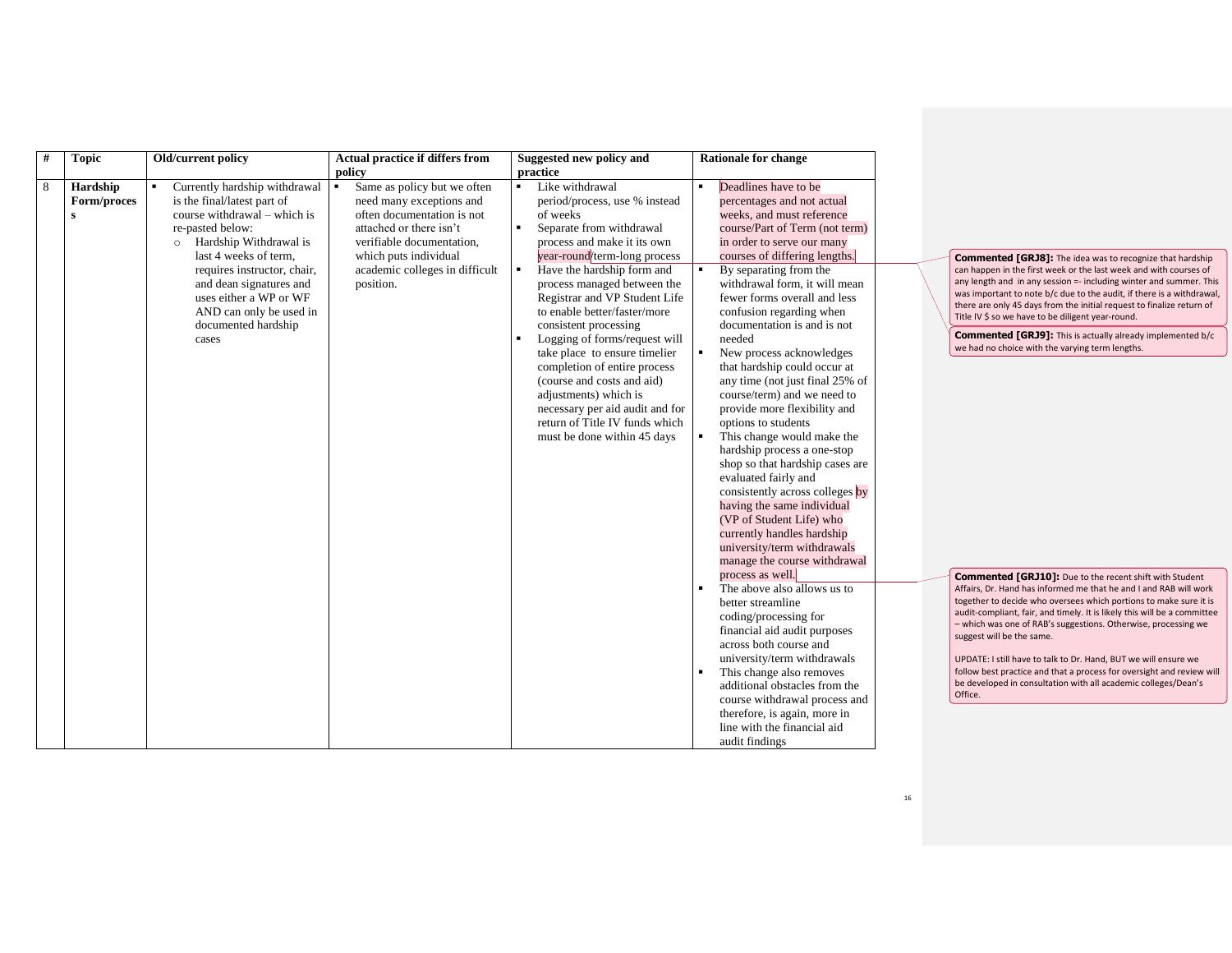| # | Topic | Old/current policy | Actual practice if differs from policy | Suggested new policy and practice | Rationale for change |
|---|---|---|---|---|---|
| 8 | **Hardship Form/process** | ▪ Currently hardship withdrawal is the final/latest part of course withdrawal – which is re-pasted below:<br>○ Hardship Withdrawal is last 4 weeks of term, requires instructor, chair, and dean signatures and uses either a WP or WF AND can only be used in documented hardship cases | ▪ Same as policy but we often need many exceptions and often documentation is not attached or there isn't verifiable documentation, which puts individual academic colleges in difficult position. | ▪ Like withdrawal period/process, use % instead of weeks<br>▪ Separate from withdrawal process and make it its own year-round/term-long process<br>▪ Have the hardship form and process managed between the Registrar and VP Student Life to enable better/faster/more consistent processing<br>▪ Logging of forms/request will take place to ensure timelier completion of entire process (course and costs and aid) adjustments) which is necessary per aid audit and for return of Title IV funds which must be done within 45 days | ▪ Deadlines have to be percentages and not actual weeks, and must reference course/Part of Term (not term) in order to serve our many courses of differing lengths.<br>▪ By separating from the withdrawal form, it will mean fewer forms overall and less confusion regarding when documentation is and is not needed<br>▪ New process acknowledges that hardship could occur at any time (not just final 25% of course/term) and we need to provide more flexibility and options to students<br>▪ This change would make the hardship process a one-stop shop so that hardship cases are evaluated fairly and consistently across colleges by having the same individual (VP of Student Life) who currently handles hardship university/term withdrawals manage the course withdrawal process as well.<br>▪ The above also allows us to better streamline coding/processing for financial aid audit purposes across both course and university/term withdrawals<br>▪ This change also removes additional obstacles from the course withdrawal process and therefore, is again, more in line with the financial aid audit findings |

**Commented [GRJ8]:** The idea was to recognize that hardship can happen in the first week or the last week and with courses of any length and in any session =- including winter and summer. This was important to note b/c due to the audit, if there is a withdrawal, there are only 45 days from the initial request to finalize return of Title IV $ so we have to be diligent year-round.

**Commented [GRJ9]:** This is actually already implemented b/c we had no choice with the varying term lengths.

**Commented [GRJ10]:** Due to the recent shift with Student Affairs, Dr. Hand has informed me that he and I and RAB will work together to decide who oversees which portions to make sure it is audit-compliant, fair, and timely. It is likely this will be a committee – which was one of RAB's suggestions. Otherwise, processing we suggest will be the same.

UPDATE: I still have to talk to Dr. Hand, BUT we will ensure we follow best practice and that a process for oversight and review will be developed in consultation with all academic colleges/Dean's Office.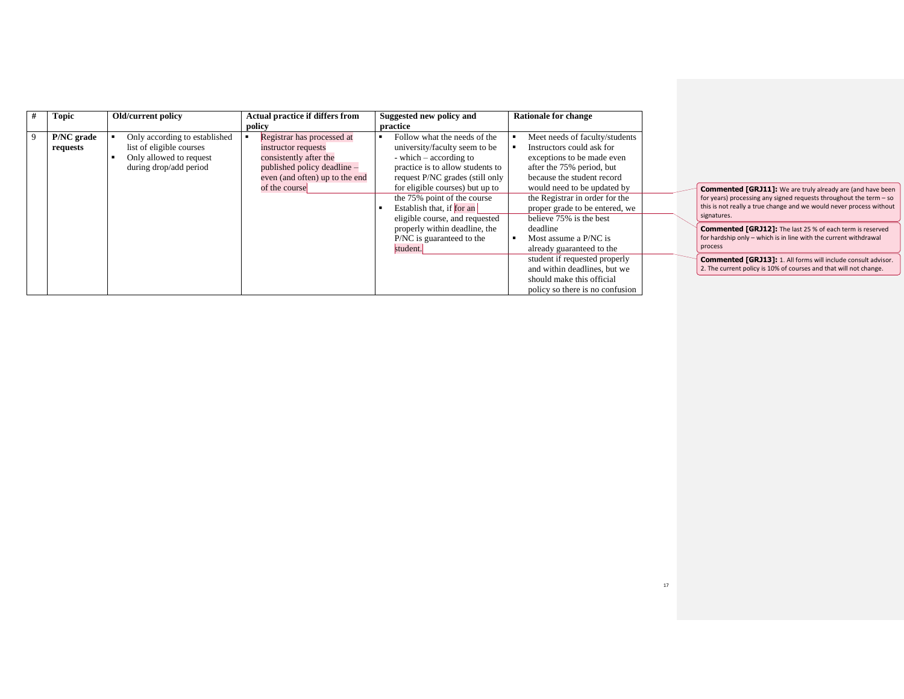| # | Topic | Old/current policy | Actual practice if differs from policy | Suggested new policy and practice | Rationale for change |
|---|---|---|---|---|---|
| 9 | **P/NC grade requests** | ▪ Only according to established list of eligible courses<br>▪ Only allowed to request during drop/add period | ▪ Registrar has processed at instructor requests consistently after the published policy deadline – even (and often) up to the end of the course | ▪ Follow what the needs of the university/faculty seem to be - which – according to practice is to allow students to request P/NC grades (still only for eligible courses) but up to the 75% point of the course<br>▪ Establish that, if for an eligible course, and requested properly within deadline, the P/NC is guaranteed to the student. | ▪ Meet needs of faculty/students<br>▪ Instructors could ask for exceptions to be made even after the 75% period, but because the student record would need to be updated by the Registrar in order for the proper grade to be entered, we believe 75% is the best deadline<br>▪ Most assume a P/NC is already guaranteed to the student if requested properly and within deadlines, but we should make this official policy so there is no confusion |

**Commented [GRJ11]:** We are truly already are (and have been for years) processing any signed requests throughout the term – so this is not really a true change and we would never process without signatures.

**Commented [GRJ12]:** The last 25 % of each term is reserved for hardship only – which is in line with the current withdrawal process

**Commented [GRJ13]:** 1. All forms will include consult advisor. 2. The current policy is 10% of courses and that will not change.